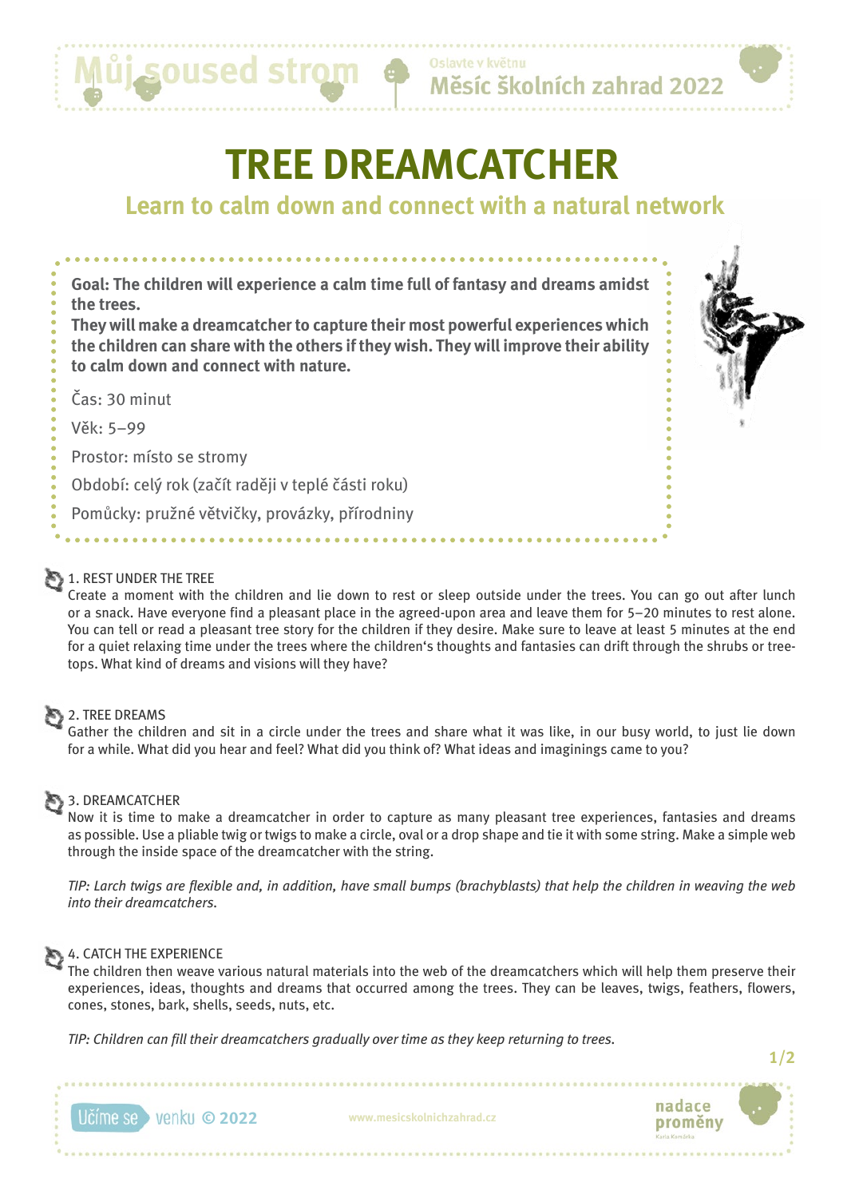# TREE DREAMCATCHER

## Learn to calm down and connect with a natural network

**Goal: The children will experience a calm time full of fantasy and dreams amidst the trees.**
**They will make a dreamcatcher to capture their most powerful experiences which the children can share with the others if they wish. They will improve their ability to calm down and connect with nature.**

Čas: 30 minut

Věk: 5–99

Prostor: místo se stromy

Období: celý rok (začít raději v teplé části roku)

Pomůcky: pružné větvičky, provázky, přírodniny

### 1. REST UNDER THE TREE

Create a moment with the children and lie down to rest or sleep outside under the trees. You can go out after lunch or a snack. Have everyone find a pleasant place in the agreed-upon area and leave them for 5–20 minutes to rest alone. You can tell or read a pleasant tree story for the children if they desire. Make sure to leave at least 5 minutes at the end for a quiet relaxing time under the trees where the children's thoughts and fantasies can drift through the shrubs or treetops. What kind of dreams and visions will they have?

### 2. TREE DREAMS

Gather the children and sit in a circle under the trees and share what it was like, in our busy world, to just lie down for a while. What did you hear and feel? What did you think of? What ideas and imaginings came to you?

### 3. DREAMCATCHER

Now it is time to make a dreamcatcher in order to capture as many pleasant tree experiences, fantasies and dreams as possible. Use a pliable twig or twigs to make a circle, oval or a drop shape and tie it with some string. Make a simple web through the inside space of the dreamcatcher with the string.

*TIP: Larch twigs are flexible and, in addition, have small bumps (brachyblasts) that help the children in weaving the web into their dreamcatchers.*

### 4. CATCH THE EXPERIENCE

The children then weave various natural materials into the web of the dreamcatchers which will help them preserve their experiences, ideas, thoughts and dreams that occurred among the trees. They can be leaves, twigs, feathers, flowers, cones, stones, bark, shells, seeds, nuts, etc.

*TIP: Children can fill their dreamcatchers gradually over time as they keep returning to trees.*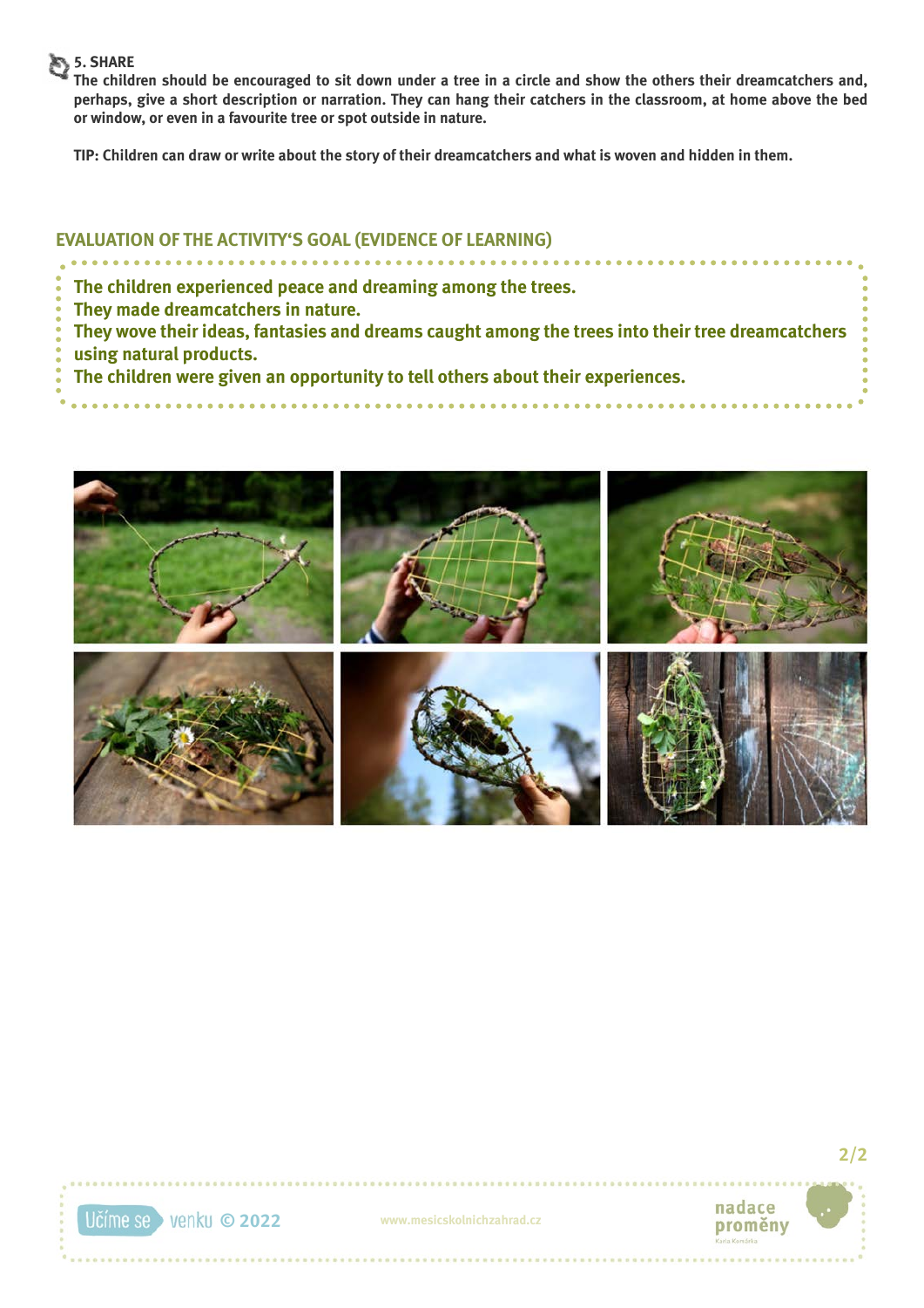### 5. SHARE

**The children should be encouraged to sit down under a tree in a circle and show the others their dreamcatchers and, perhaps, give a short description or narration. They can hang their catchers in the classroom, at home above the bed or window, or even in a favourite tree or spot outside in nature.**

**TIP: Children can draw or write about the story of their dreamcatchers and what is woven and hidden in them.**

## EVALUATION OF THE ACTIVITY'S GOAL (EVIDENCE OF LEARNING)

**The children experienced peace and dreaming among the trees.**
**They made dreamcatchers in nature.**
**They wove their ideas, fantasies and dreams caught among the trees into their tree dreamcatchers using natural products.**
**The children were given an opportunity to tell others about their experiences.**

Učíme se venku © 2022 www.mesicskolnichzahrad.cz

nadace proměny